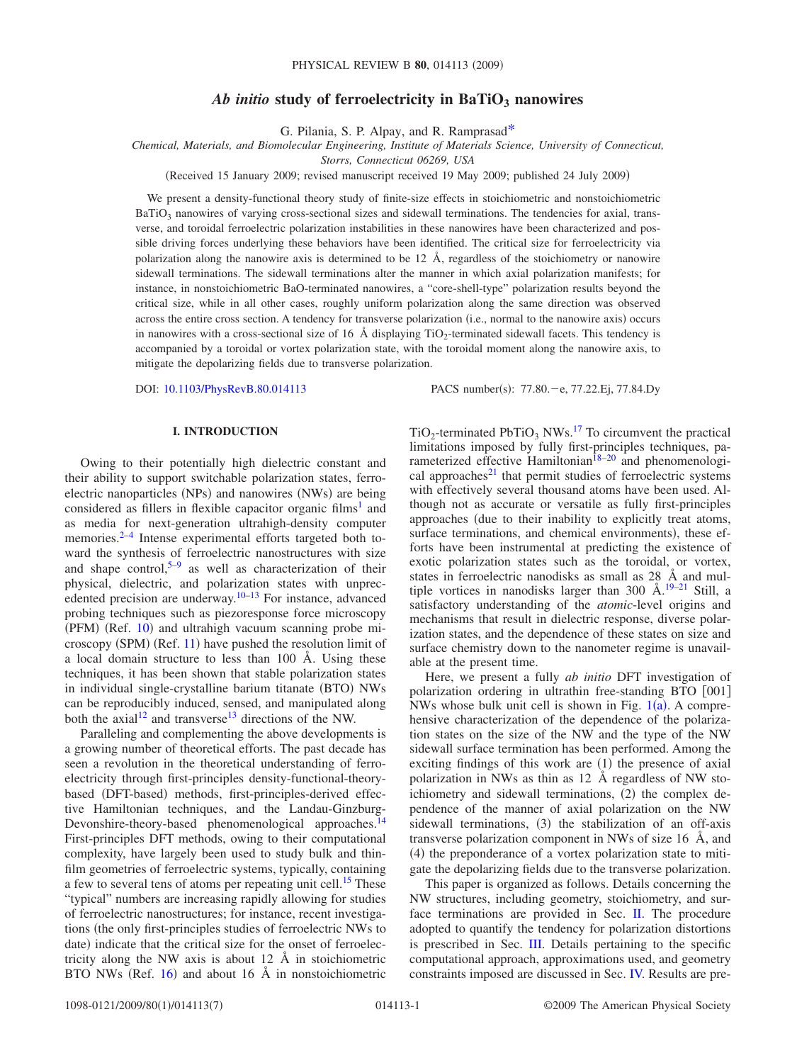# *Ab initio* study of ferroelectricity in $BaTiO_3$ nanowires

G. Pilania, S. P. Alpay, and R. Ramprasad*

*Chemical, Materials, and Biomolecular Engineering, Institute of Materials Science, University of Connecticut, Storrs, Connecticut 06269, USA*

(Received 15 January 2009; revised manuscript received 19 May 2009; published 24 July 2009)

We present a density-functional theory study of finite-size effects in stoichiometric and nonstoichiometric $BaTiO_3$ nanowires of varying cross-sectional sizes and sidewall terminations. The tendencies for axial, transverse, and toroidal ferroelectric polarization instabilities in these nanowires have been characterized and possible driving forces underlying these behaviors have been identified. The critical size for ferroelectricity via polarization along the nanowire axis is determined to be 12 Å, regardless of the stoichiometry or nanowire sidewall terminations. The sidewall terminations alter the manner in which axial polarization manifests; for instance, in nonstoichiometric BaO-terminated nanowires, a "core-shell-type" polarization results beyond the critical size, while in all other cases, roughly uniform polarization along the same direction was observed across the entire cross section. A tendency for transverse polarization (i.e., normal to the nanowire axis) occurs in nanowires with a cross-sectional size of 16 Å displaying $TiO_2$-terminated sidewall facets. This tendency is accompanied by a toroidal or vortex polarization state, with the toroidal moment along the nanowire axis, to mitigate the depolarizing fields due to transverse polarization.

DOI: 10.1103/PhysRevB.80.014113 PACS number(s): 77.80.−e, 77.22.Ej, 77.84.Dy

## I. INTRODUCTION

Owing to their potentially high dielectric constant and their ability to support switchable polarization states, ferroelectric nanoparticles (NPs) and nanowires (NWs) are being considered as fillers in flexible capacitor organic films[1] and as media for next-generation ultrahigh-density computer memories.[2–4] Intense experimental efforts targeted both toward the synthesis of ferroelectric nanostructures with size and shape control,[5–9] as well as characterization of their physical, dielectric, and polarization states with unprecedented precision are underway.[10–13] For instance, advanced probing techniques such as piezoresponse force microscopy (PFM) (Ref. 10) and ultrahigh vacuum scanning probe microscopy (SPM) (Ref. 11) have pushed the resolution limit of a local domain structure to less than 100 Å. Using these techniques, it has been shown that stable polarization states in individual single-crystalline barium titanate (BTO) NWs can be reproducibly induced, sensed, and manipulated along both the axial[12] and transverse[13] directions of the NW.

Paralleling and complementing the above developments is a growing number of theoretical efforts. The past decade has seen a revolution in the theoretical understanding of ferroelectricity through first-principles density-functional-theory-based (DFT-based) methods, first-principles-derived effective Hamiltonian techniques, and the Landau-Ginzburg-Devonshire-theory-based phenomenological approaches.[14] First-principles DFT methods, owing to their computational complexity, have largely been used to study bulk and thin-film geometries of ferroelectric systems, typically, containing a few to several tens of atoms per repeating unit cell.[15] These "typical" numbers are increasing rapidly allowing for studies of ferroelectric nanostructures; for instance, recent investigations (the only first-principles studies of ferroelectric NWs to date) indicate that the critical size for the onset of ferroelectricity along the NW axis is about 12 Å in stoichiometric BTO NWs (Ref. 16) and about 16 Å in nonstoichiometric $TiO_2$-terminated $PbTiO_3$ NWs.[17] To circumvent the practical limitations imposed by fully first-principles techniques, parameterized effective Hamiltonian[18–20] and phenomenological approaches[21] that permit studies of ferroelectric systems with effectively several thousand atoms have been used. Although not as accurate or versatile as fully first-principles approaches (due to their inability to explicitly treat atoms, surface terminations, and chemical environments), these efforts have been instrumental at predicting the existence of exotic polarization states such as the toroidal, or vortex, states in ferroelectric nanodisks as small as 28 Å and multiple vortices in nanodisks larger than 300 Å.[19–21] Still, a satisfactory understanding of the *atomic*-level origins and mechanisms that result in dielectric response, diverse polarization states, and the dependence of these states on size and surface chemistry down to the nanometer regime is unavailable at the present time.

Here, we present a fully *ab initio* DFT investigation of polarization ordering in ultrathin free-standing BTO [001] NWs whose bulk unit cell is shown in Fig. 1(a). A comprehensive characterization of the dependence of the polarization states on the size of the NW and the type of the NW sidewall surface termination has been performed. Among the exciting findings of this work are (1) the presence of axial polarization in NWs as thin as 12 Å regardless of NW stoichiometry and sidewall terminations, (2) the complex dependence of the manner of axial polarization on the NW sidewall terminations, (3) the stabilization of an off-axis transverse polarization component in NWs of size 16 Å, and (4) the preponderance of a vortex polarization state to mitigate the depolarizing fields due to the transverse polarization.

This paper is organized as follows. Details concerning the NW structures, including geometry, stoichiometry, and surface terminations are provided in Sec. II. The procedure adopted to quantify the tendency for polarization distortions is prescribed in Sec. III. Details pertaining to the specific computational approach, approximations used, and geometry constraints imposed are discussed in Sec. IV. Results are pre-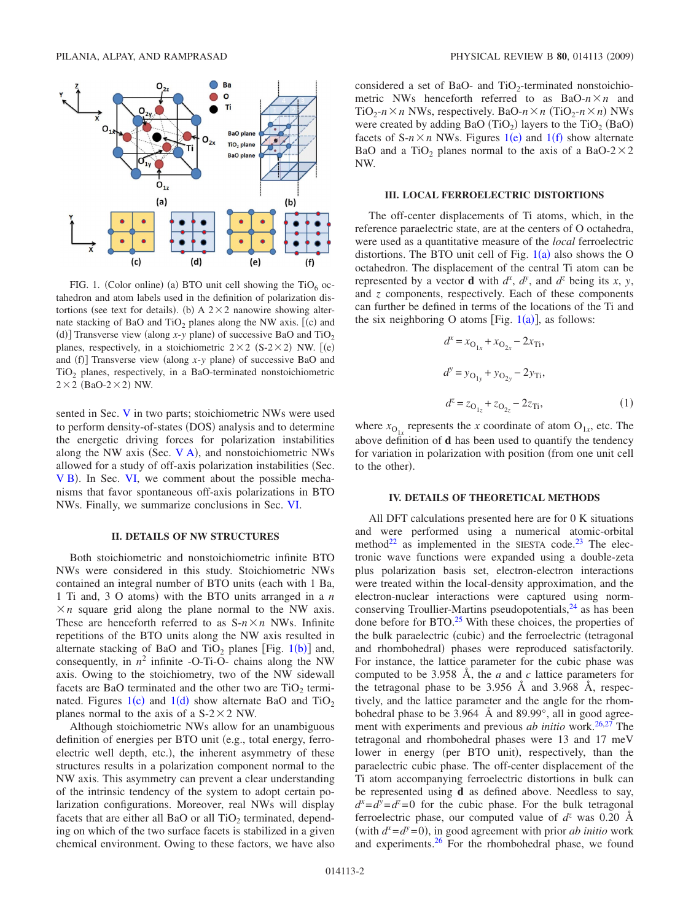FIG. 1. (Color online) (a) BTO unit cell showing the $TiO_6$ octahedron and atom labels used in the definition of polarization distortions (see text for details). (b) A $2\times2$ nanowire showing alternate stacking of BaO and $TiO_2$ planes along the NW axis. [(c) and (d)] Transverse view (along $x$-$y$ plane) of successive BaO and $TiO_2$ planes, respectively, in a stoichiometric $2\times2$ (S-$2\times2$) NW. [(e) and (f)] Transverse view (along $x$-$y$ plane) of successive BaO and $TiO_2$ planes, respectively, in a BaO-terminated nonstoichiometric $2\times2$ (BaO-$2\times2$) NW.

sented in Sec. V in two parts; stoichiometric NWs were used to perform density-of-states (DOS) analysis and to determine the energetic driving forces for polarization instabilities along the NW axis (Sec. V A), and nonstoichiometric NWs allowed for a study of off-axis polarization instabilities (Sec. V B). In Sec. VI, we comment about the possible mechanisms that favor spontaneous off-axis polarizations in BTO NWs. Finally, we summarize conclusions in Sec. VI.

## II. DETAILS OF NW STRUCTURES

Both stoichiometric and nonstoichiometric infinite BTO NWs were considered in this study. Stoichiometric NWs contained an integral number of BTO units (each with 1 Ba, 1 Ti and, 3 O atoms) with the BTO units arranged in a $n\times n$ square grid along the plane normal to the NW axis. These are henceforth referred to as S-$n\times n$ NWs. Infinite repetitions of the BTO units along the NW axis resulted in alternate stacking of BaO and $TiO_2$ planes [Fig. 1(b)] and, consequently, in $n^2$ infinite -O-Ti-O- chains along the NW axis. Owing to the stoichiometry, two of the NW sidewall facets are BaO terminated and the other two are $TiO_2$ terminated. Figures 1(c) and 1(d) show alternate BaO and $TiO_2$ planes normal to the axis of a S-$2\times2$ NW.

Although stoichiometric NWs allow for an unambiguous definition of energies per BTO unit (e.g., total energy, ferroelectric well depth, etc.), the inherent asymmetry of these structures results in a polarization component normal to the NW axis. This asymmetry can prevent a clear understanding of the intrinsic tendency of the system to adopt certain polarization configurations. Moreover, real NWs will display facets that are either all BaO or all $TiO_2$ terminated, depending on which of the two surface facets is stabilized in a given chemical environment. Owing to these factors, we have also considered a set of BaO- and $TiO_2$-terminated nonstoichiometric NWs henceforth referred to as BaO-$n\times n$ and $TiO_2$-$n\times n$ NWs, respectively. BaO-$n\times n$ ($TiO_2$-$n\times n$) NWs were created by adding BaO ($TiO_2$) layers to the $TiO_2$ (BaO) facets of S-$n\times n$ NWs. Figures 1(e) and 1(f) show alternate BaO and a $TiO_2$ planes normal to the axis of a BaO-$2\times2$ NW.

## III. LOCAL FERROELECTRIC DISTORTIONS

The off-center displacements of Ti atoms, which, in the reference paraelectric state, are at the centers of O octahedra, were used as a quantitative measure of the *local* ferroelectric distortions. The BTO unit cell of Fig. 1(a) also shows the O octahedron. The displacement of the central Ti atom can be represented by a vector $\mathbf{d}$ with $d^x$, $d^y$, and $d^z$ being its $x$, $y$, and $z$ components, respectively. Each of these components can further be defined in terms of the locations of the Ti and the six neighboring O atoms [Fig. 1(a)], as follows:

$$d^x = x_{O_{1x}} + x_{O_{2x}} - 2x_{Ti},$$

$$d^y = y_{O_{1y}} + y_{O_{2y}} - 2y_{Ti},$$

$$d^z = z_{O_{1z}} + z_{O_{2z}} - 2z_{Ti}, \tag{1}$$

where $x_{O_{1x}}$ represents the $x$ coordinate of atom $O_{1x}$, etc. The above definition of $\mathbf{d}$ has been used to quantify the tendency for variation in polarization with position (from one unit cell to the other).

## IV. DETAILS OF THEORETICAL METHODS

All DFT calculations presented here are for 0 K situations and were performed using a numerical atomic-orbital method[22] as implemented in the SIESTA code.[23] The electronic wave functions were expanded using a double-zeta plus polarization basis set, electron-electron interactions were treated within the local-density approximation, and the electron-nuclear interactions were captured using norm-conserving Troullier-Martins pseudopotentials,[24] as has been done before for BTO.[25] With these choices, the properties of the bulk paraelectric (cubic) and the ferroelectric (tetragonal and rhombohedral) phases were reproduced satisfactorily. For instance, the lattice parameter for the cubic phase was computed to be 3.958 Å, the $a$ and $c$ lattice parameters for the tetragonal phase to be 3.956 Å and 3.968 Å, respectively, and the lattice parameter and the angle for the rhombohedral phase to be 3.964 Å and 89.99°, all in good agreement with experiments and previous *ab initio* work.[26,27] The tetragonal and rhombohedral phases were 13 and 17 meV lower in energy (per BTO unit), respectively, than the paraelectric cubic phase. The off-center displacement of the Ti atom accompanying ferroelectric distortions in bulk can be represented using $\mathbf{d}$ as defined above. Needless to say, $d^x = d^y = d^z = 0$ for the cubic phase. For the bulk tetragonal ferroelectric phase, our computed value of $d^z$ was 0.20 Å (with $d^x = d^y = 0$), in good agreement with prior *ab initio* work and experiments.[26] For the rhombohedral phase, we found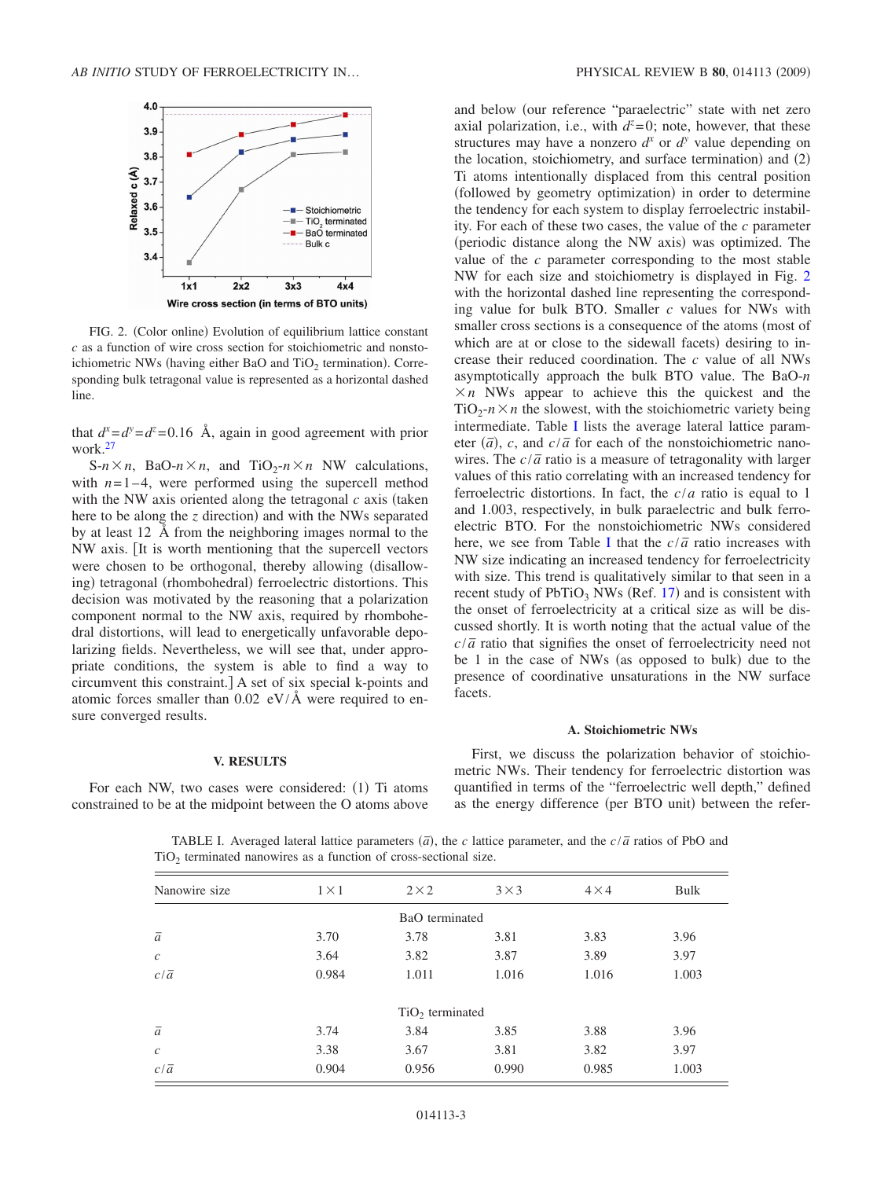FIG. 2. (Color online) Evolution of equilibrium lattice constant $c$ as a function of wire cross section for stoichiometric and nonstoichiometric NWs (having either BaO and $TiO_2$ termination). Corresponding bulk tetragonal value is represented as a horizontal dashed line.

that $d^x = d^y = d^z = 0.16$ Å, again in good agreement with prior work.[27]

S-$n \times n$, BaO-$n \times n$, and $TiO_2$-$n \times n$ NW calculations, with $n = 1-4$, were performed using the supercell method with the NW axis oriented along the tetragonal $c$ axis (taken here to be along the $z$ direction) and with the NWs separated by at least 12 Å from the neighboring images normal to the NW axis. [It is worth mentioning that the supercell vectors were chosen to be orthogonal, thereby allowing (disallowing) tetragonal (rhombohedral) ferroelectric distortions. This decision was motivated by the reasoning that a polarization component normal to the NW axis, required by rhombohedral distortions, will lead to energetically unfavorable depolarizing fields. Nevertheless, we will see that, under appropriate conditions, the system is able to find a way to circumvent this constraint.] A set of six special k-points and atomic forces smaller than 0.02 eV/Å were required to ensure converged results.

## V. RESULTS

For each NW, two cases were considered: (1) Ti atoms constrained to be at the midpoint between the O atoms above and below (our reference "paraelectric" state with net zero axial polarization, i.e., with $d^z = 0$; note, however, that these structures may have a nonzero $d^x$ or $d^y$ value depending on the location, stoichiometry, and surface termination) and (2) Ti atoms intentionally displaced from this central position (followed by geometry optimization) in order to determine the tendency for each system to display ferroelectric instability. For each of these two cases, the value of the $c$ parameter (periodic distance along the NW axis) was optimized. The value of the $c$ parameter corresponding to the most stable NW for each size and stoichiometry is displayed in Fig. 2 with the horizontal dashed line representing the corresponding value for bulk BTO. Smaller $c$ values for NWs with smaller cross sections is a consequence of the atoms (most of which are at or close to the sidewall facets) desiring to increase their reduced coordination. The $c$ value of all NWs asymptotically approach the bulk BTO value. The BaO-$n \times n$ NWs appear to achieve this the quickest and the $TiO_2$-$n \times n$ the slowest, with the stoichiometric variety being intermediate. Table I lists the average lateral lattice parameter ($\bar{a}$), $c$, and $c/\bar{a}$ for each of the nonstoichiometric nanowires. The $c/\bar{a}$ ratio is a measure of tetragonality with larger values of this ratio correlating with an increased tendency for ferroelectric distortions. In fact, the $c/a$ ratio is equal to 1 and 1.003, respectively, in bulk paraelectric and bulk ferroelectric BTO. For the nonstoichiometric NWs considered here, we see from Table I that the $c/\bar{a}$ ratio increases with NW size indicating an increased tendency for ferroelectricity with size. This trend is qualitatively similar to that seen in a recent study of $PbTiO_3$ NWs (Ref. 17) and is consistent with the onset of ferroelectricity at a critical size as will be discussed shortly. It is worth noting that the actual value of the $c/\bar{a}$ ratio that signifies the onset of ferroelectricity need not be 1 in the case of NWs (as opposed to bulk) due to the presence of coordinative unsaturations in the NW surface facets.

### A. Stoichiometric NWs

First, we discuss the polarization behavior of stoichiometric NWs. Their tendency for ferroelectric distortion was quantified in terms of the "ferroelectric well depth," defined as the energy difference (per BTO unit) between the refer-

TABLE I. Averaged lateral lattice parameters ($\bar{a}$), the $c$ lattice parameter, and the $c/\bar{a}$ ratios of PbO and $TiO_2$ terminated nanowires as a function of cross-sectional size.

| Nanowire size | 1×1 | 2×2 | 3×3 | 4×4 | Bulk |
|---|---|---|---|---|---|
| | | BaO terminated | | | |
| $\bar{a}$ | 3.70 | 3.78 | 3.81 | 3.83 | 3.96 |
| $c$ | 3.64 | 3.82 | 3.87 | 3.89 | 3.97 |
| $c/\bar{a}$ | 0.984 | 1.011 | 1.016 | 1.016 | 1.003 |
| | | $TiO_2$ terminated | | | |
| $\bar{a}$ | 3.74 | 3.84 | 3.85 | 3.88 | 3.96 |
| $c$ | 3.38 | 3.67 | 3.81 | 3.82 | 3.97 |
| $c/\bar{a}$ | 0.904 | 0.956 | 0.990 | 0.985 | 1.003 |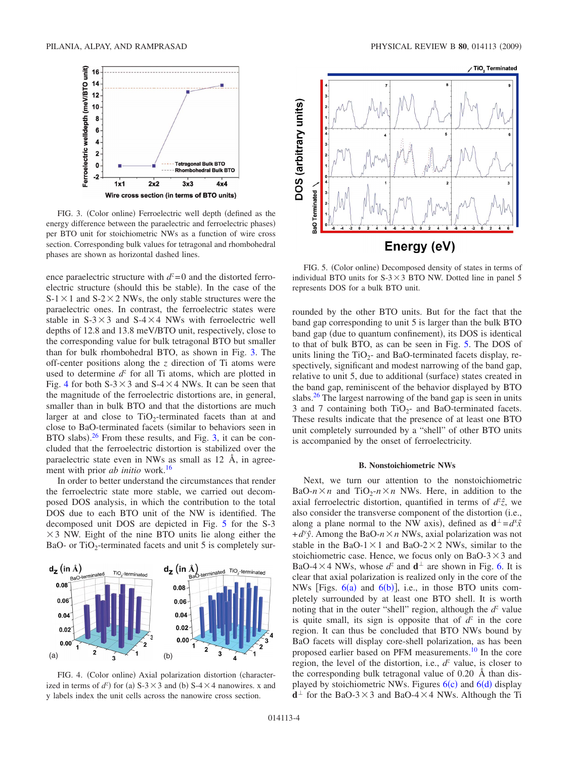FIG. 3. (Color online) Ferroelectric well depth (defined as the energy difference between the paraelectric and ferroelectric phases) per BTO unit for stoichiometric NWs as a function of wire cross section. Corresponding bulk values for tetragonal and rhombohedral phases are shown as horizontal dashed lines.

ence paraelectric structure with $d^z=0$ and the distorted ferroelectric structure (should this be stable). In the case of the S-$1\times 1$ and S-$2\times 2$ NWs, the only stable structures were the paraelectric ones. In contrast, the ferroelectric states were stable in S-$3\times 3$ and S-$4\times 4$ NWs with ferroelectric well depths of 12.8 and 13.8 meV/BTO unit, respectively, close to the corresponding value for bulk tetragonal BTO but smaller than for bulk rhombohedral BTO, as shown in Fig. 3. The off-center positions along the $z$ direction of Ti atoms were used to determine $d^z$ for all Ti atoms, which are plotted in Fig. 4 for both S-$3\times 3$ and S-$4\times 4$ NWs. It can be seen that the magnitude of the ferroelectric distortions are, in general, smaller than in bulk BTO and that the distortions are much larger at and close to $TiO_2$-terminated facets than at and close to BaO-terminated facets (similar to behaviors seen in BTO slabs).[26] From these results, and Fig. 3, it can be concluded that the ferroelectric distortion is stabilized over the paraelectric state even in NWs as small as 12 Å, in agreement with prior *ab initio* work.[16]

In order to better understand the circumstances that render the ferroelectric state more stable, we carried out decomposed DOS analysis, in which the contribution to the total DOS due to each BTO unit of the NW is identified. The decomposed unit DOS are depicted in Fig. 5 for the S-$3\times 3$ NW. Eight of the nine BTO units lie along either the BaO- or $TiO_2$-terminated facets and unit 5 is completely surrounded by the other BTO units. But for the fact that the band gap corresponding to unit 5 is larger than the bulk BTO band gap (due to quantum confinement), its DOS is identical to that of bulk BTO, as can be seen in Fig. 5. The DOS of units lining the $TiO_2$- and BaO-terminated facets display, respectively, significant and modest narrowing of the band gap, relative to unit 5, due to additional (surface) states created in the band gap, reminiscent of the behavior displayed by BTO slabs.[26] The largest narrowing of the band gap is seen in units 3 and 7 containing both $TiO_2$- and BaO-terminated facets. These results indicate that the presence of at least one BTO unit completely surrounded by a "shell" of other BTO units is accompanied by the onset of ferroelectricity.

FIG. 4. (Color online) Axial polarization distortion (characterized in terms of $d^z$) for (a) S-$3\times 3$ and (b) S-$4\times 4$ nanowires. x and y labels index the unit cells across the nanowire cross section.

FIG. 5. (Color online) Decomposed density of states in terms of individual BTO units for S-$3\times 3$ BTO NW. Dotted line in panel 5 represents DOS for a bulk BTO unit.

### B. Nonstoichiometric NWs

Next, we turn our attention to the nonstoichiometric BaO-$n\times n$ and $TiO_2$-$n\times n$ NWs. Here, in addition to the axial ferroelectric distortion, quantified in terms of $d^z\hat{z}$, we also consider the transverse component of the distortion (i.e., along a plane normal to the NW axis), defined as $\mathbf{d}^{\perp}=d^x\hat{x}+d^y\hat{y}$. Among the BaO-$n\times n$ NWs, axial polarization was not stable in the BaO-$1\times 1$ and BaO-$2\times 2$ NWs, similar to the stoichiometric case. Hence, we focus only on BaO-$3\times 3$ and BaO-$4\times 4$ NWs, whose $d^z$ and $\mathbf{d}^{\perp}$ are shown in Fig. 6. It is clear that axial polarization is realized only in the core of the NWs [Figs. 6(a) and 6(b)], i.e., in those BTO units completely surrounded by at least one BTO shell. It is worth noting that in the outer "shell" region, although the $d^z$ value is quite small, its sign is opposite that of $d^z$ in the core region. It can thus be concluded that BTO NWs bound by BaO facets will display core-shell polarization, as has been proposed earlier based on PFM measurements.[10] In the core region, the level of the distortion, i.e., $d^z$ value, is closer to the corresponding bulk tetragonal value of 0.20 Å than displayed by stoichiometric NWs. Figures 6(c) and 6(d) display $\mathbf{d}^{\perp}$ for the BaO-$3\times 3$ and BaO-$4\times 4$ NWs. Although the Ti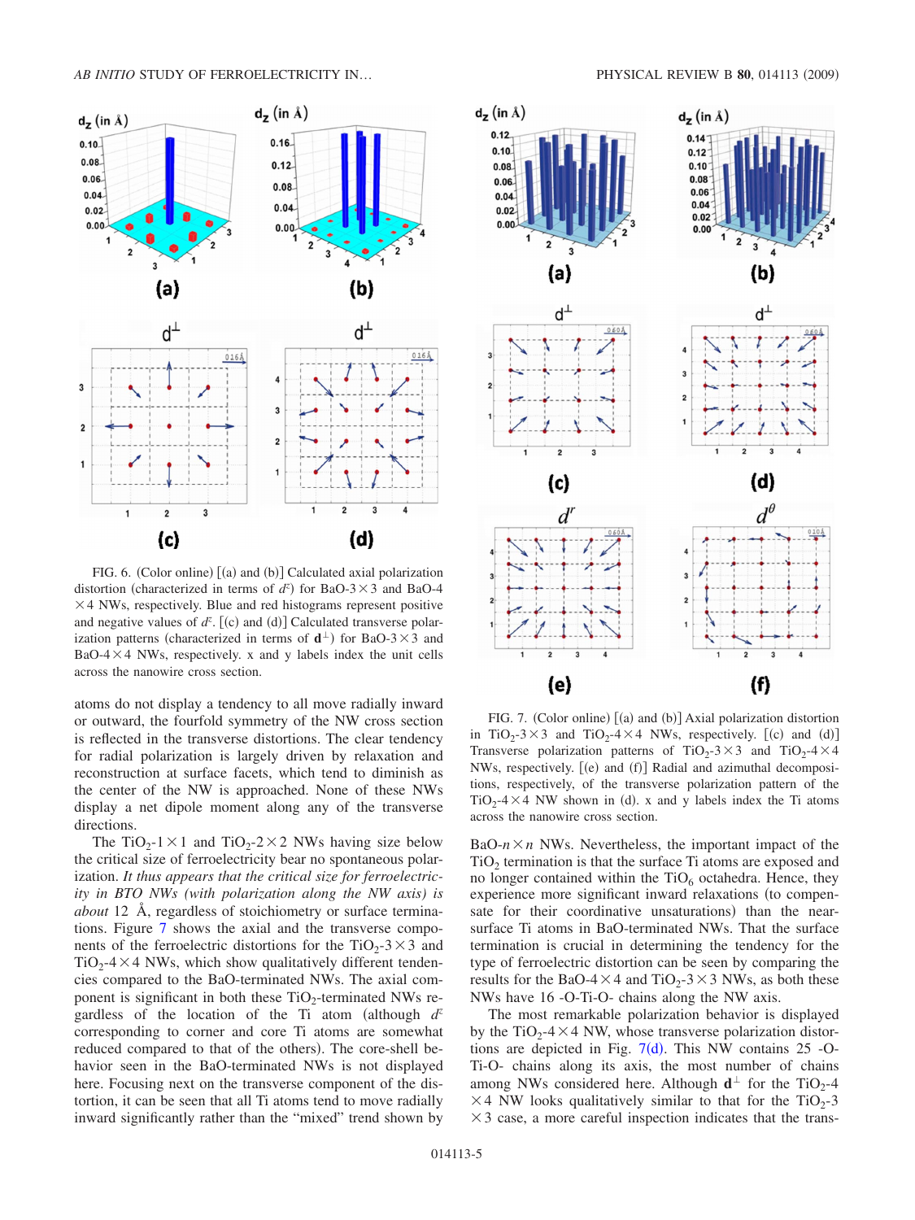FIG. 6. (Color online) [(a) and (b)] Calculated axial polarization distortion (characterized in terms of $d^z$) for BaO-3 × 3 and BaO-4 × 4 NWs, respectively. Blue and red histograms represent positive and negative values of $d^z$. [(c) and (d)] Calculated transverse polarization patterns (characterized in terms of $\mathbf{d}^{\perp}$) for BaO-3 × 3 and BaO-4 × 4 NWs, respectively. x and y labels index the unit cells across the nanowire cross section.

atoms do not display a tendency to all move radially inward or outward, the fourfold symmetry of the NW cross section is reflected in the transverse distortions. The clear tendency for radial polarization is largely driven by relaxation and reconstruction at surface facets, which tend to diminish as the center of the NW is approached. None of these NWs display a net dipole moment along any of the transverse directions.

The $TiO_2$-1 × 1 and $TiO_2$-2 × 2 NWs having size below the critical size of ferroelectricity bear no spontaneous polarity. *It thus appears that the critical size for ferroelectricity in BTO NWs (with polarization along the NW axis) is about* 12 Å, regardless of stoichiometry or surface terminations. Figure 7 shows the axial and the transverse components of the ferroelectric distortions for the $TiO_2$-3 × 3 and $TiO_2$-4 × 4 NWs, which show qualitatively different tendencies compared to the BaO-terminated NWs. The axial component is significant in both these $TiO_2$-terminated NWs regardless of the location of the Ti atom (although $d^z$ corresponding to corner and core Ti atoms are somewhat reduced compared to that of the others). The core-shell behavior seen in the BaO-terminated NWs is not displayed here. Focusing next on the transverse component of the distortion, it can be seen that all Ti atoms tend to move radially inward significantly rather than the "mixed" trend shown by BaO-$n \times n$ NWs. Nevertheless, the important impact of the $TiO_2$ termination is that the surface Ti atoms are exposed and no longer contained within the $TiO_6$ octahedra. Hence, they experience more significant inward relaxations (to compensate for their coordinative unsaturations) than the near-surface Ti atoms in BaO-terminated NWs. That the surface termination is crucial in determining the tendency for the type of ferroelectric distortion can be seen by comparing the results for the BaO-4 × 4 and $TiO_2$-3 × 3 NWs, as both these NWs have 16 -O-Ti-O- chains along the NW axis.

FIG. 7. (Color online) [(a) and (b)] Axial polarization distortion in $TiO_2$-3 × 3 and $TiO_2$-4 × 4 NWs, respectively. [(c) and (d)] Transverse polarization patterns of $TiO_2$-3 × 3 and $TiO_2$-4 × 4 NWs, respectively. [(e) and (f)] Radial and azimuthal decompositions, respectively, of the transverse polarization pattern of the $TiO_2$-4 × 4 NW shown in (d). x and y labels index the Ti atoms across the nanowire cross section.

The most remarkable polarization behavior is displayed by the $TiO_2$-4 × 4 NW, whose transverse polarization distortions are depicted in Fig. 7(d). This NW contains 25 -O-Ti-O- chains along its axis, the most number of chains among NWs considered here. Although $\mathbf{d}^{\perp}$ for the $TiO_2$-4 × 4 NW looks qualitatively similar to that for the $TiO_2$-3 × 3 case, a more careful inspection indicates that the trans-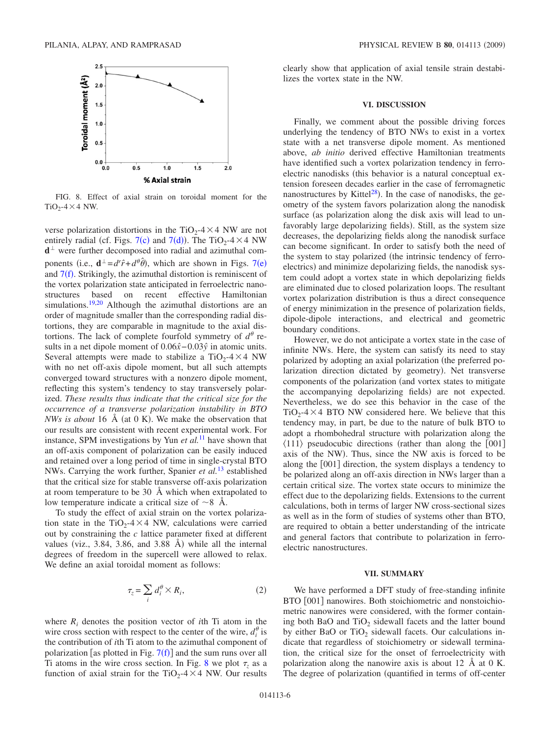FIG. 8. Effect of axial strain on toroidal moment for the $TiO_2$-4×4 NW.

verse polarization distortions in the $TiO_2$-4×4 NW are not entirely radial (cf. Figs. 7(c) and 7(d)). The $TiO_2$-4×4 NW $\mathbf{d}^{\perp}$ were further decomposed into radial and azimuthal components (i.e., $\mathbf{d}^{\perp}=d^r\hat{r}+d^{\theta}\hat{\theta}$), which are shown in Figs. 7(e) and 7(f). Strikingly, the azimuthal distortion is reminiscent of the vortex polarization state anticipated in ferroelectric nanostructures based on recent effective Hamiltonian simulations.[19,20] Although the azimuthal distortions are an order of magnitude smaller than the corresponding radial distortions, they are comparable in magnitude to the axial distortions. The lack of complete fourfold symmetry of $d^{\theta}$ results in a net dipole moment of $0.06\hat{x}-0.03\hat{y}$ in atomic units. Several attempts were made to stabilize a $TiO_2$-4×4 NW with no net off-axis dipole moment, but all such attempts converged toward structures with a nonzero dipole moment, reflecting this system's tendency to stay transversely polarized. *These results thus indicate that the critical size for the occurrence of a transverse polarization instability in BTO NWs is about* 16 Å (at 0 K). We make the observation that our results are consistent with recent experimental work. For instance, SPM investigations by Yun *et al.*[11] have shown that an off-axis component of polarization can be easily induced and retained over a long period of time in single-crystal BTO NWs. Carrying the work further, Spanier *et al.*[13] established that the critical size for stable transverse off-axis polarization at room temperature to be 30 Å which when extrapolated to low temperature indicate a critical size of ~8 Å.

To study the effect of axial strain on the vortex polarization state in the $TiO_2$-4×4 NW, calculations were carried out by constraining the $c$ lattice parameter fixed at different values (viz., 3.84, 3.86, and 3.88 Å) while all the internal degrees of freedom in the supercell were allowed to relax. We define an axial toroidal moment as follows:

$$\tau_z = \sum_i d_i^{\theta} \times R_i, \tag{2}$$

where $R_i$ denotes the position vector of $i$th Ti atom in the wire cross section with respect to the center of the wire, $d_i^{\theta}$ is the contribution of $i$th Ti atom to the azimuthal component of polarization [as plotted in Fig. 7(f)] and the sum runs over all Ti atoms in the wire cross section. In Fig. 8 we plot $\tau_z$ as a function of axial strain for the $TiO_2$-4×4 NW. Our results clearly show that application of axial tensile strain destabilizes the vortex state in the NW.

## VI. DISCUSSION

Finally, we comment about the possible driving forces underlying the tendency of BTO NWs to exist in a vortex state with a net transverse dipole moment. As mentioned above, *ab initio* derived effective Hamiltonian treatments have identified such a vortex polarization tendency in ferroelectric nanodisks (this behavior is a natural conceptual extension foreseen decades earlier in the case of ferromagnetic nanostructures by Kittel[28]). In the case of nanodisks, the geometry of the system favors polarization along the nanodisk surface (as polarization along the disk axis will lead to unfavorably large depolarizing fields). Still, as the system size decreases, the depolarizing fields along the nanodisk surface can become significant. In order to satisfy both the need of the system to stay polarized (the intrinsic tendency of ferroelectrics) and minimize depolarizing fields, the nanodisk system could adopt a vortex state in which depolarizing fields are eliminated due to closed polarization loops. The resultant vortex polarization distribution is thus a direct consequence of energy minimization in the presence of polarization fields, dipole-dipole interactions, and electrical and geometric boundary conditions.

However, we do not anticipate a vortex state in the case of infinite NWs. Here, the system can satisfy its need to stay polarized by adopting an axial polarization (the preferred polarization direction dictated by geometry). Net transverse components of the polarization (and vortex states to mitigate the accompanying depolarizing fields) are not expected. Nevertheless, we do see this behavior in the case of the $TiO_2$-4×4 BTO NW considered here. We believe that this tendency may, in part, be due to the nature of bulk BTO to adopt a rhombohedral structure with polarization along the ⟨111⟩ pseudocubic directions (rather than along the [001] axis of the NW). Thus, since the NW axis is forced to be along the [001] direction, the system displays a tendency to be polarized along an off-axis direction in NWs larger than a certain critical size. The vortex state occurs to minimize the effect due to the depolarizing fields. Extensions to the current calculations, both in terms of larger NW cross-sectional sizes as well as in the form of studies of systems other than BTO, are required to obtain a better understanding of the intricate and general factors that contribute to polarization in ferroelectric nanostructures.

## VII. SUMMARY

We have performed a DFT study of free-standing infinite BTO [001] nanowires. Both stoichiometric and nonstoichiometric nanowires were considered, with the former containing both BaO and $TiO_2$ sidewall facets and the latter bound by either BaO or $TiO_2$ sidewall facets. Our calculations indicate that regardless of stoichiometry or sidewall termination, the critical size for the onset of ferroelectricity with polarization along the nanowire axis is about 12 Å at 0 K. The degree of polarization (quantified in terms of off-center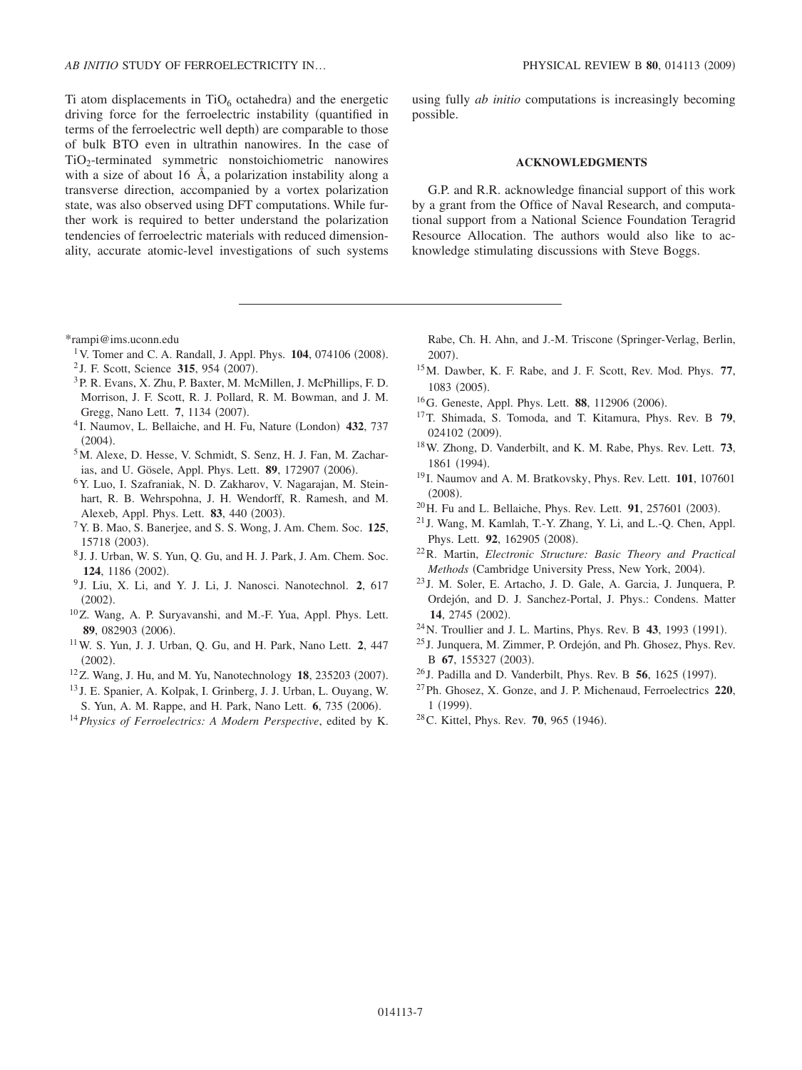Ti atom displacements in $TiO_6$ octahedra) and the energetic driving force for the ferroelectric instability (quantified in terms of the ferroelectric well depth) are comparable to those of bulk BTO even in ultrathin nanowires. In the case of $TiO_2$-terminated symmetric nonstoichiometric nanowires with a size of about 16 Å, a polarization instability along a transverse direction, accompanied by a vortex polarization state, was also observed using DFT computations. While further work is required to better understand the polarization tendencies of ferroelectric materials with reduced dimensionality, accurate atomic-level investigations of such systems using fully *ab initio* computations is increasingly becoming possible.

## ACKNOWLEDGMENTS

G.P. and R.R. acknowledge financial support of this work by a grant from the Office of Naval Research, and computational support from a National Science Foundation Teragrid Resource Allocation. The authors would also like to acknowledge stimulating discussions with Steve Boggs.

---

*rampi@ims.uconn.edu

[1] V. Tomer and C. A. Randall, J. Appl. Phys. **104**, 074106 (2008).

[2] J. F. Scott, Science **315**, 954 (2007).

[3] P. R. Evans, X. Zhu, P. Baxter, M. McMillen, J. McPhillips, F. D. Morrison, J. F. Scott, R. J. Pollard, R. M. Bowman, and J. M. Gregg, Nano Lett. **7**, 1134 (2007).

[4] I. Naumov, L. Bellaiche, and H. Fu, Nature (London) **432**, 737 (2004).

[5] M. Alexe, D. Hesse, V. Schmidt, S. Senz, H. J. Fan, M. Zacharias, and U. Gösele, Appl. Phys. Lett. **89**, 172907 (2006).

[6] Y. Luo, I. Szafraniak, N. D. Zakharov, V. Nagarajan, M. Steinhart, R. B. Wehrspohna, J. H. Wendorff, R. Ramesh, and M. Alexeb, Appl. Phys. Lett. **83**, 440 (2003).

[7] Y. B. Mao, S. Banerjee, and S. S. Wong, J. Am. Chem. Soc. **125**, 15718 (2003).

[8] J. J. Urban, W. S. Yun, Q. Gu, and H. J. Park, J. Am. Chem. Soc. **124**, 1186 (2002).

[9] J. Liu, X. Li, and Y. J. Li, J. Nanosci. Nanotechnol. **2**, 617 (2002).

[10] Z. Wang, A. P. Suryavanshi, and M.-F. Yua, Appl. Phys. Lett. **89**, 082903 (2006).

[11] W. S. Yun, J. J. Urban, Q. Gu, and H. Park, Nano Lett. **2**, 447 (2002).

[12] Z. Wang, J. Hu, and M. Yu, Nanotechnology **18**, 235203 (2007).

[13] J. E. Spanier, A. Kolpak, I. Grinberg, J. J. Urban, L. Ouyang, W. S. Yun, A. M. Rappe, and H. Park, Nano Lett. **6**, 735 (2006).

[14] *Physics of Ferroelectrics: A Modern Perspective*, edited by K. Rabe, Ch. H. Ahn, and J.-M. Triscone (Springer-Verlag, Berlin, 2007).

[15] M. Dawber, K. F. Rabe, and J. F. Scott, Rev. Mod. Phys. **77**, 1083 (2005).

[16] G. Geneste, Appl. Phys. Lett. **88**, 112906 (2006).

[17] T. Shimada, S. Tomoda, and T. Kitamura, Phys. Rev. B **79**, 024102 (2009).

[18] W. Zhong, D. Vanderbilt, and K. M. Rabe, Phys. Rev. Lett. **73**, 1861 (1994).

[19] I. Naumov and A. M. Bratkovsky, Phys. Rev. Lett. **101**, 107601 (2008).

[20] H. Fu and L. Bellaiche, Phys. Rev. Lett. **91**, 257601 (2003).

[21] J. Wang, M. Kamlah, T.-Y. Zhang, Y. Li, and L.-Q. Chen, Appl. Phys. Lett. **92**, 162905 (2008).

[22] R. Martin, *Electronic Structure: Basic Theory and Practical Methods* (Cambridge University Press, New York, 2004).

[23] J. M. Soler, E. Artacho, J. D. Gale, A. Garcia, J. Junquera, P. Ordejón, and D. J. Sanchez-Portal, J. Phys.: Condens. Matter **14**, 2745 (2002).

[24] N. Troullier and J. L. Martins, Phys. Rev. B **43**, 1993 (1991).

[25] J. Junquera, M. Zimmer, P. Ordejón, and Ph. Ghosez, Phys. Rev. B **67**, 155327 (2003).

[26] J. Padilla and D. Vanderbilt, Phys. Rev. B **56**, 1625 (1997).

[27] Ph. Ghosez, X. Gonze, and J. P. Michenaud, Ferroelectrics **220**, 1 (1999).

[28] C. Kittel, Phys. Rev. **70**, 965 (1946).